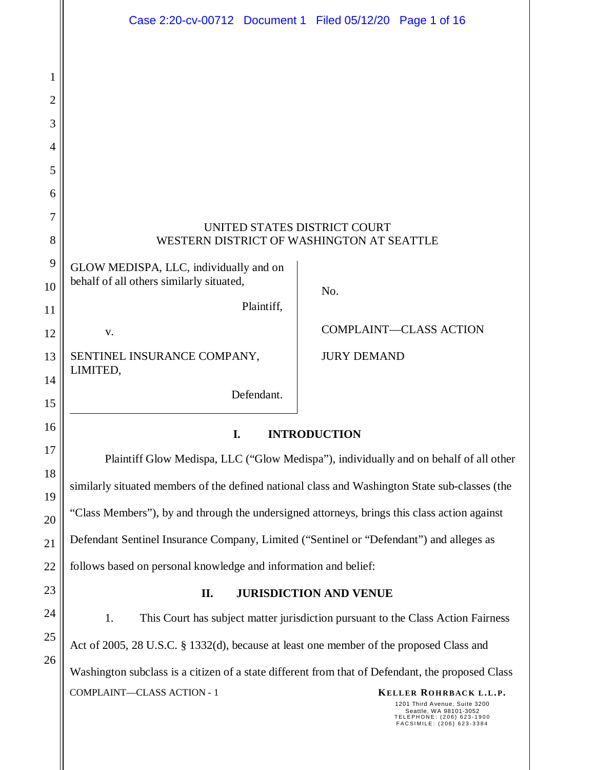UNITED STATES DISTRICT COURT
WESTERN DISTRICT OF WASHINGTON AT SEATTLE

| | |
|---|---|
| GLOW MEDISPA, LLC, individually and on behalf of all others similarly situated,<br><br>Plaintiff,<br><br>v.<br><br>SENTINEL INSURANCE COMPANY, LIMITED,<br><br>Defendant. | No.<br><br>COMPLAINT—CLASS ACTION<br><br>JURY DEMAND |

## I. INTRODUCTION

Plaintiff Glow Medispa, LLC ("Glow Medispa"), individually and on behalf of all other similarly situated members of the defined national class and Washington State sub-classes (the "Class Members"), by and through the undersigned attorneys, brings this class action against Defendant Sentinel Insurance Company, Limited ("Sentinel or "Defendant") and alleges as follows based on personal knowledge and information and belief:

## II. JURISDICTION AND VENUE

1. This Court has subject matter jurisdiction pursuant to the Class Action Fairness Act of 2005, 28 U.S.C. § 1332(d), because at least one member of the proposed Class and Washington subclass is a citizen of a state different from that of Defendant, the proposed Class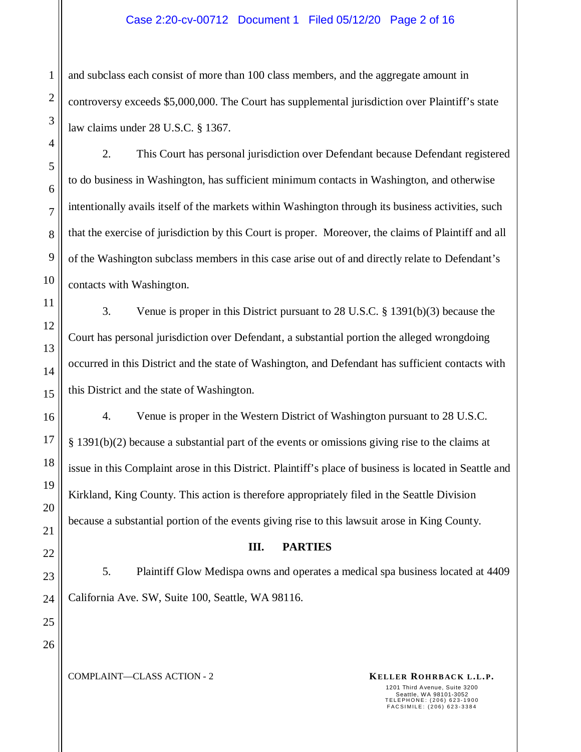and subclass each consist of more than 100 class members, and the aggregate amount in controversy exceeds $5,000,000. The Court has supplemental jurisdiction over Plaintiff's state law claims under 28 U.S.C. § 1367.

2. This Court has personal jurisdiction over Defendant because Defendant registered to do business in Washington, has sufficient minimum contacts in Washington, and otherwise intentionally avails itself of the markets within Washington through its business activities, such that the exercise of jurisdiction by this Court is proper. Moreover, the claims of Plaintiff and all of the Washington subclass members in this case arise out of and directly relate to Defendant's contacts with Washington.

3. Venue is proper in this District pursuant to 28 U.S.C. § 1391(b)(3) because the Court has personal jurisdiction over Defendant, a substantial portion the alleged wrongdoing occurred in this District and the state of Washington, and Defendant has sufficient contacts with this District and the state of Washington.

4. Venue is proper in the Western District of Washington pursuant to 28 U.S.C. § 1391(b)(2) because a substantial part of the events or omissions giving rise to the claims at issue in this Complaint arose in this District. Plaintiff's place of business is located in Seattle and Kirkland, King County. This action is therefore appropriately filed in the Seattle Division because a substantial portion of the events giving rise to this lawsuit arose in King County.

## III. PARTIES

5. Plaintiff Glow Medispa owns and operates a medical spa business located at 4409 California Ave. SW, Suite 100, Seattle, WA 98116.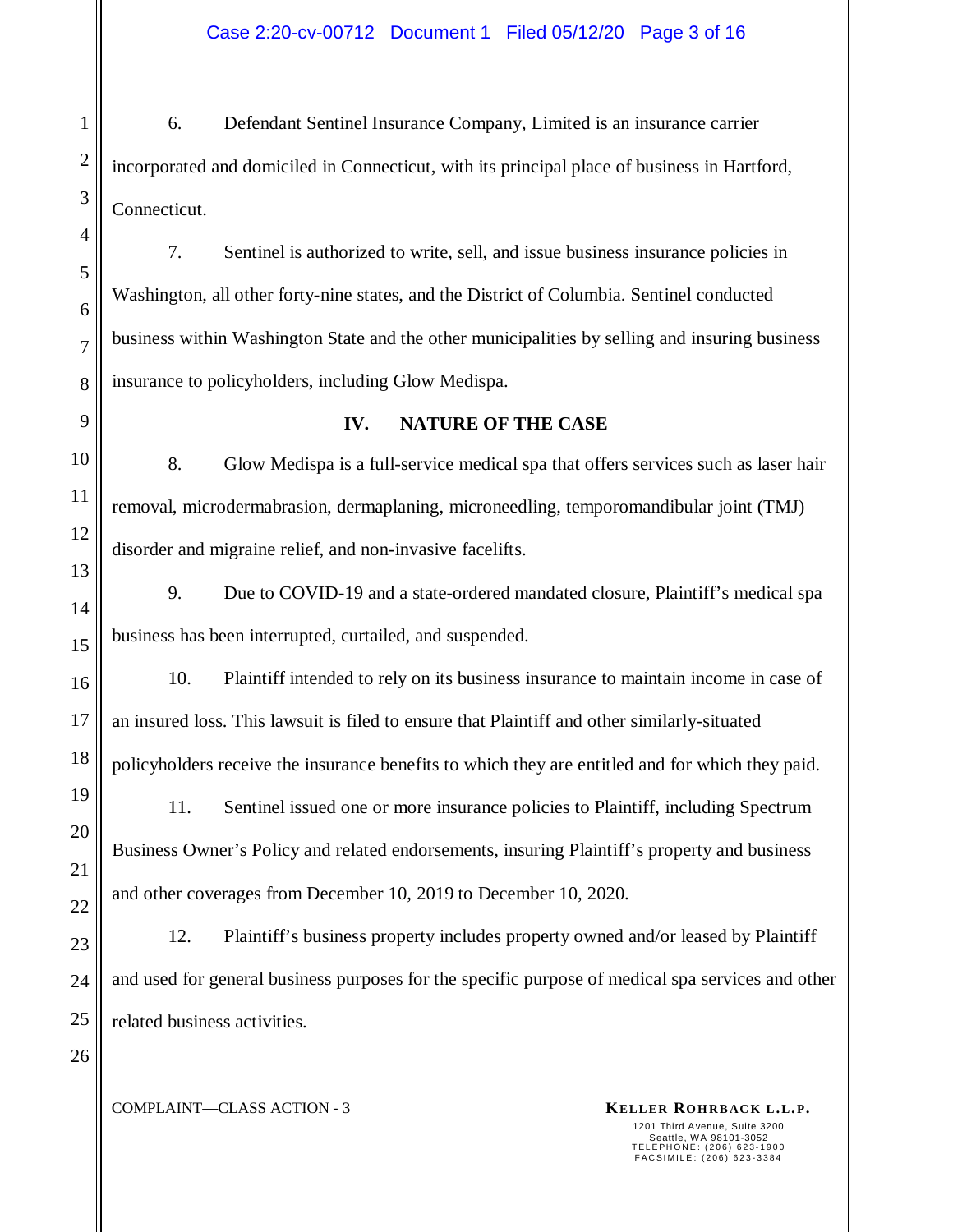6. Defendant Sentinel Insurance Company, Limited is an insurance carrier incorporated and domiciled in Connecticut, with its principal place of business in Hartford, Connecticut.

7. Sentinel is authorized to write, sell, and issue business insurance policies in Washington, all other forty-nine states, and the District of Columbia. Sentinel conducted business within Washington State and the other municipalities by selling and insuring business insurance to policyholders, including Glow Medispa.

## IV. NATURE OF THE CASE

8. Glow Medispa is a full-service medical spa that offers services such as laser hair removal, microdermabrasion, dermaplaning, microneedling, temporomandibular joint (TMJ) disorder and migraine relief, and non-invasive facelifts.

9. Due to COVID-19 and a state-ordered mandated closure, Plaintiff's medical spa business has been interrupted, curtailed, and suspended.

10. Plaintiff intended to rely on its business insurance to maintain income in case of an insured loss. This lawsuit is filed to ensure that Plaintiff and other similarly-situated policyholders receive the insurance benefits to which they are entitled and for which they paid.

11. Sentinel issued one or more insurance policies to Plaintiff, including Spectrum Business Owner's Policy and related endorsements, insuring Plaintiff's property and business and other coverages from December 10, 2019 to December 10, 2020.

12. Plaintiff's business property includes property owned and/or leased by Plaintiff and used for general business purposes for the specific purpose of medical spa services and other related business activities.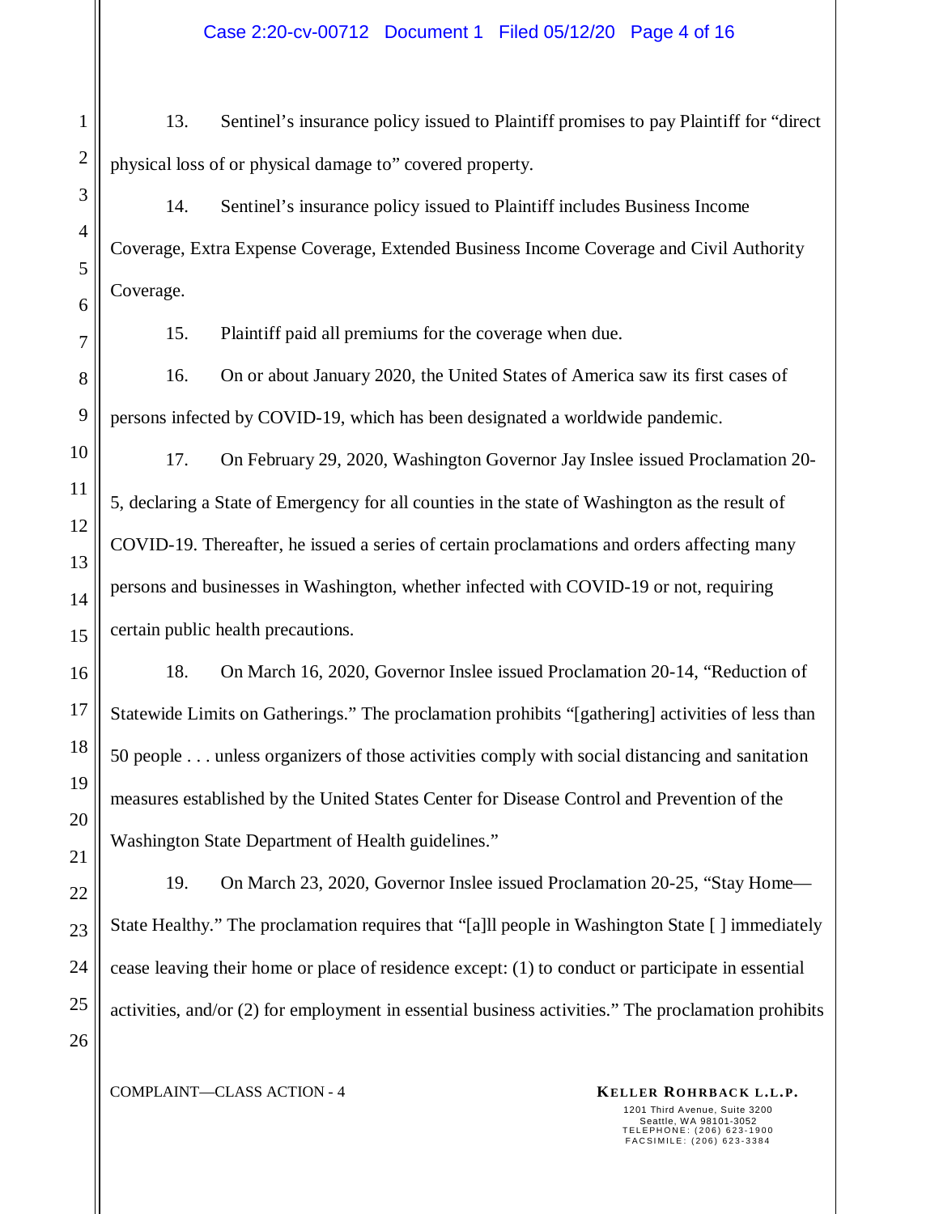13. Sentinel's insurance policy issued to Plaintiff promises to pay Plaintiff for "direct physical loss of or physical damage to" covered property.

14. Sentinel's insurance policy issued to Plaintiff includes Business Income Coverage, Extra Expense Coverage, Extended Business Income Coverage and Civil Authority Coverage.

15. Plaintiff paid all premiums for the coverage when due.

16. On or about January 2020, the United States of America saw its first cases of persons infected by COVID-19, which has been designated a worldwide pandemic.

17. On February 29, 2020, Washington Governor Jay Inslee issued Proclamation 20-5, declaring a State of Emergency for all counties in the state of Washington as the result of COVID-19. Thereafter, he issued a series of certain proclamations and orders affecting many persons and businesses in Washington, whether infected with COVID-19 or not, requiring certain public health precautions.

18. On March 16, 2020, Governor Inslee issued Proclamation 20-14, "Reduction of Statewide Limits on Gatherings." The proclamation prohibits "[gathering] activities of less than 50 people . . . unless organizers of those activities comply with social distancing and sanitation measures established by the United States Center for Disease Control and Prevention of the Washington State Department of Health guidelines."

19. On March 23, 2020, Governor Inslee issued Proclamation 20-25, "Stay Home—State Healthy." The proclamation requires that "[a]ll people in Washington State [ ] immediately cease leaving their home or place of residence except: (1) to conduct or participate in essential activities, and/or (2) for employment in essential business activities." The proclamation prohibits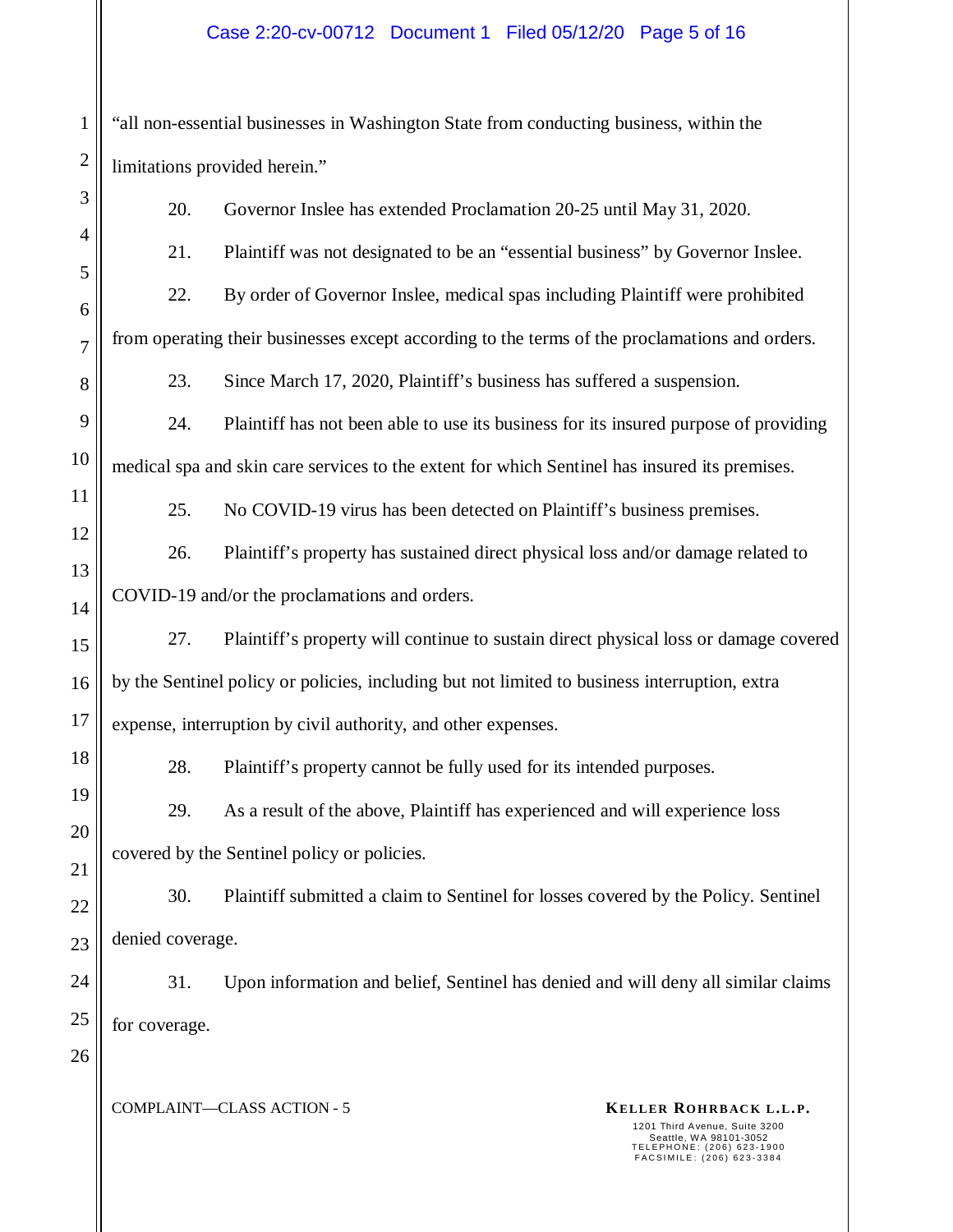"all non-essential businesses in Washington State from conducting business, within the limitations provided herein."

20. Governor Inslee has extended Proclamation 20-25 until May 31, 2020.

21. Plaintiff was not designated to be an "essential business" by Governor Inslee.

22. By order of Governor Inslee, medical spas including Plaintiff were prohibited from operating their businesses except according to the terms of the proclamations and orders.

23. Since March 17, 2020, Plaintiff's business has suffered a suspension.

24. Plaintiff has not been able to use its business for its insured purpose of providing medical spa and skin care services to the extent for which Sentinel has insured its premises.

25. No COVID-19 virus has been detected on Plaintiff's business premises.

26. Plaintiff's property has sustained direct physical loss and/or damage related to COVID-19 and/or the proclamations and orders.

27. Plaintiff's property will continue to sustain direct physical loss or damage covered by the Sentinel policy or policies, including but not limited to business interruption, extra expense, interruption by civil authority, and other expenses.

28. Plaintiff's property cannot be fully used for its intended purposes.

29. As a result of the above, Plaintiff has experienced and will experience loss covered by the Sentinel policy or policies.

30. Plaintiff submitted a claim to Sentinel for losses covered by the Policy. Sentinel denied coverage.

31. Upon information and belief, Sentinel has denied and will deny all similar claims for coverage.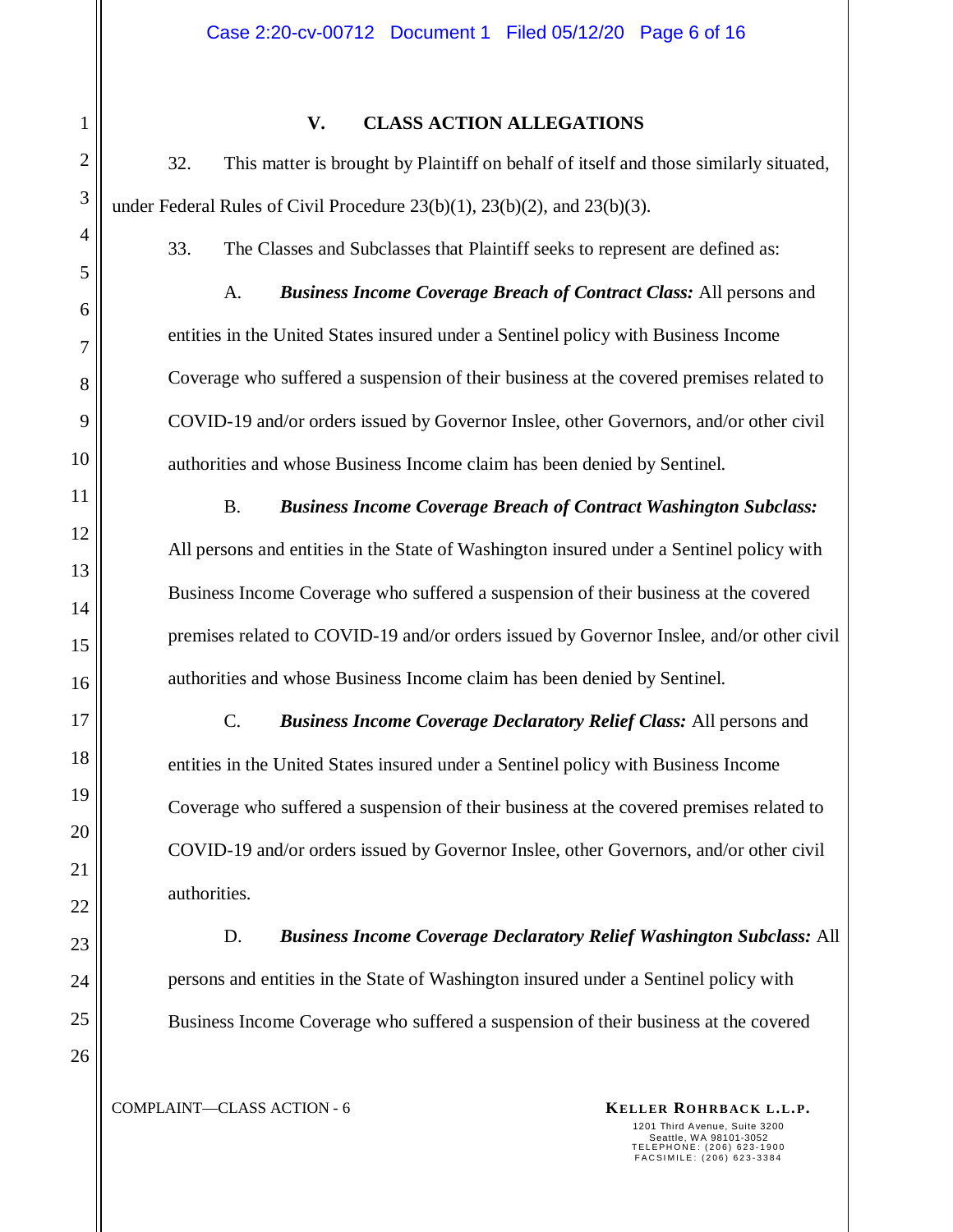## V. CLASS ACTION ALLEGATIONS

32. This matter is brought by Plaintiff on behalf of itself and those similarly situated, under Federal Rules of Civil Procedure 23(b)(1), 23(b)(2), and 23(b)(3).

33. The Classes and Subclasses that Plaintiff seeks to represent are defined as:

A. ***Business Income Coverage Breach of Contract Class:*** All persons and entities in the United States insured under a Sentinel policy with Business Income Coverage who suffered a suspension of their business at the covered premises related to COVID-19 and/or orders issued by Governor Inslee, other Governors, and/or other civil authorities and whose Business Income claim has been denied by Sentinel.

B. ***Business Income Coverage Breach of Contract Washington Subclass:*** All persons and entities in the State of Washington insured under a Sentinel policy with Business Income Coverage who suffered a suspension of their business at the covered premises related to COVID-19 and/or orders issued by Governor Inslee, and/or other civil authorities and whose Business Income claim has been denied by Sentinel.

C. ***Business Income Coverage Declaratory Relief Class:*** All persons and entities in the United States insured under a Sentinel policy with Business Income Coverage who suffered a suspension of their business at the covered premises related to COVID-19 and/or orders issued by Governor Inslee, other Governors, and/or other civil authorities.

D. ***Business Income Coverage Declaratory Relief Washington Subclass:*** All persons and entities in the State of Washington insured under a Sentinel policy with Business Income Coverage who suffered a suspension of their business at the covered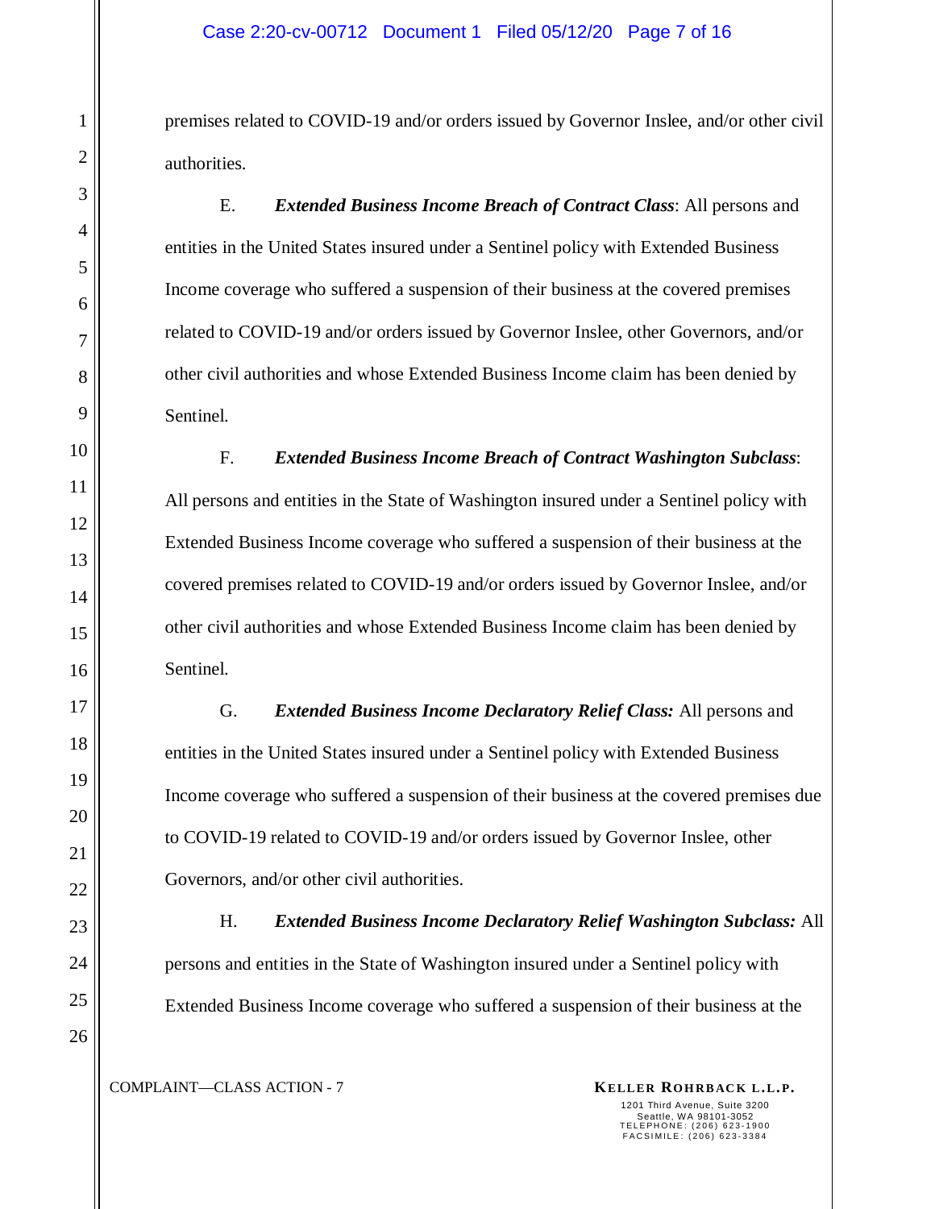premises related to COVID-19 and/or orders issued by Governor Inslee, and/or other civil authorities.

E. ***Extended Business Income Breach of Contract Class***: All persons and entities in the United States insured under a Sentinel policy with Extended Business Income coverage who suffered a suspension of their business at the covered premises related to COVID-19 and/or orders issued by Governor Inslee, other Governors, and/or other civil authorities and whose Extended Business Income claim has been denied by Sentinel.

F. ***Extended Business Income Breach of Contract Washington Subclass***: All persons and entities in the State of Washington insured under a Sentinel policy with Extended Business Income coverage who suffered a suspension of their business at the covered premises related to COVID-19 and/or orders issued by Governor Inslee, and/or other civil authorities and whose Extended Business Income claim has been denied by Sentinel.

G. ***Extended Business Income Declaratory Relief Class:*** All persons and entities in the United States insured under a Sentinel policy with Extended Business Income coverage who suffered a suspension of their business at the covered premises due to COVID-19 related to COVID-19 and/or orders issued by Governor Inslee, other Governors, and/or other civil authorities.

H. ***Extended Business Income Declaratory Relief Washington Subclass:*** All persons and entities in the State of Washington insured under a Sentinel policy with Extended Business Income coverage who suffered a suspension of their business at the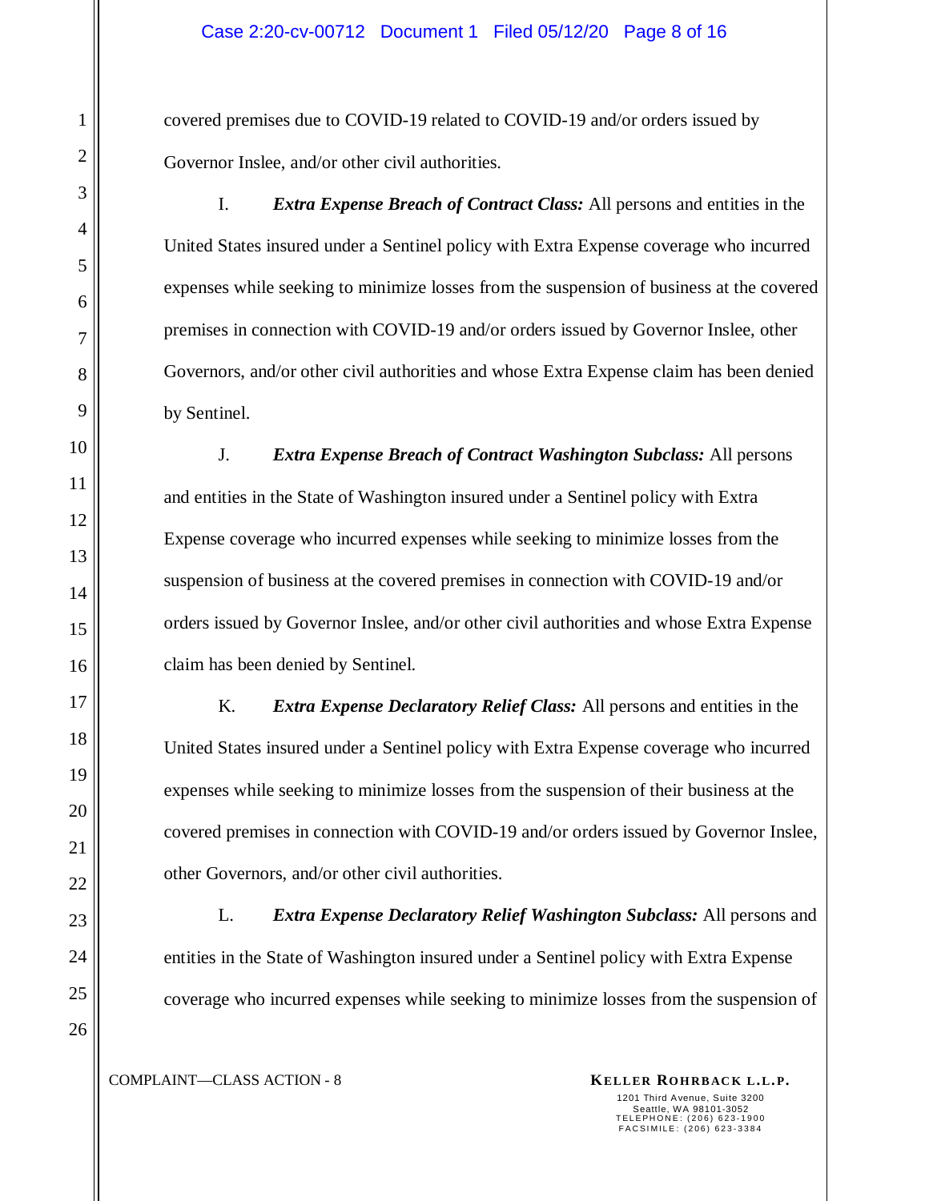covered premises due to COVID-19 related to COVID-19 and/or orders issued by Governor Inslee, and/or other civil authorities.

I. ***Extra Expense Breach of Contract Class:*** All persons and entities in the United States insured under a Sentinel policy with Extra Expense coverage who incurred expenses while seeking to minimize losses from the suspension of business at the covered premises in connection with COVID-19 and/or orders issued by Governor Inslee, other Governors, and/or other civil authorities and whose Extra Expense claim has been denied by Sentinel.

J. ***Extra Expense Breach of Contract Washington Subclass:*** All persons and entities in the State of Washington insured under a Sentinel policy with Extra Expense coverage who incurred expenses while seeking to minimize losses from the suspension of business at the covered premises in connection with COVID-19 and/or orders issued by Governor Inslee, and/or other civil authorities and whose Extra Expense claim has been denied by Sentinel.

K. ***Extra Expense Declaratory Relief Class:*** All persons and entities in the United States insured under a Sentinel policy with Extra Expense coverage who incurred expenses while seeking to minimize losses from the suspension of their business at the covered premises in connection with COVID-19 and/or orders issued by Governor Inslee, other Governors, and/or other civil authorities.

L. ***Extra Expense Declaratory Relief Washington Subclass:*** All persons and entities in the State of Washington insured under a Sentinel policy with Extra Expense coverage who incurred expenses while seeking to minimize losses from the suspension of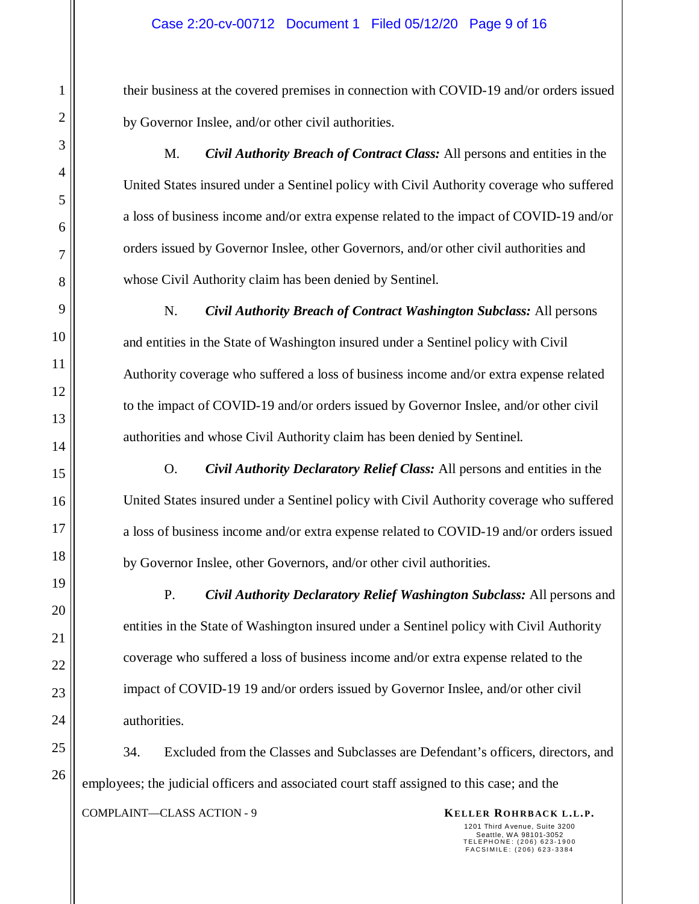their business at the covered premises in connection with COVID-19 and/or orders issued by Governor Inslee, and/or other civil authorities.

M. ***Civil Authority Breach of Contract Class:*** All persons and entities in the United States insured under a Sentinel policy with Civil Authority coverage who suffered a loss of business income and/or extra expense related to the impact of COVID-19 and/or orders issued by Governor Inslee, other Governors, and/or other civil authorities and whose Civil Authority claim has been denied by Sentinel.

N. ***Civil Authority Breach of Contract Washington Subclass:*** All persons and entities in the State of Washington insured under a Sentinel policy with Civil Authority coverage who suffered a loss of business income and/or extra expense related to the impact of COVID-19 and/or orders issued by Governor Inslee, and/or other civil authorities and whose Civil Authority claim has been denied by Sentinel.

O. ***Civil Authority Declaratory Relief Class:*** All persons and entities in the United States insured under a Sentinel policy with Civil Authority coverage who suffered a loss of business income and/or extra expense related to COVID-19 and/or orders issued by Governor Inslee, other Governors, and/or other civil authorities.

P. ***Civil Authority Declaratory Relief Washington Subclass:*** All persons and entities in the State of Washington insured under a Sentinel policy with Civil Authority coverage who suffered a loss of business income and/or extra expense related to the impact of COVID-19 19 and/or orders issued by Governor Inslee, and/or other civil authorities.

34. Excluded from the Classes and Subclasses are Defendant's officers, directors, and employees; the judicial officers and associated court staff assigned to this case; and the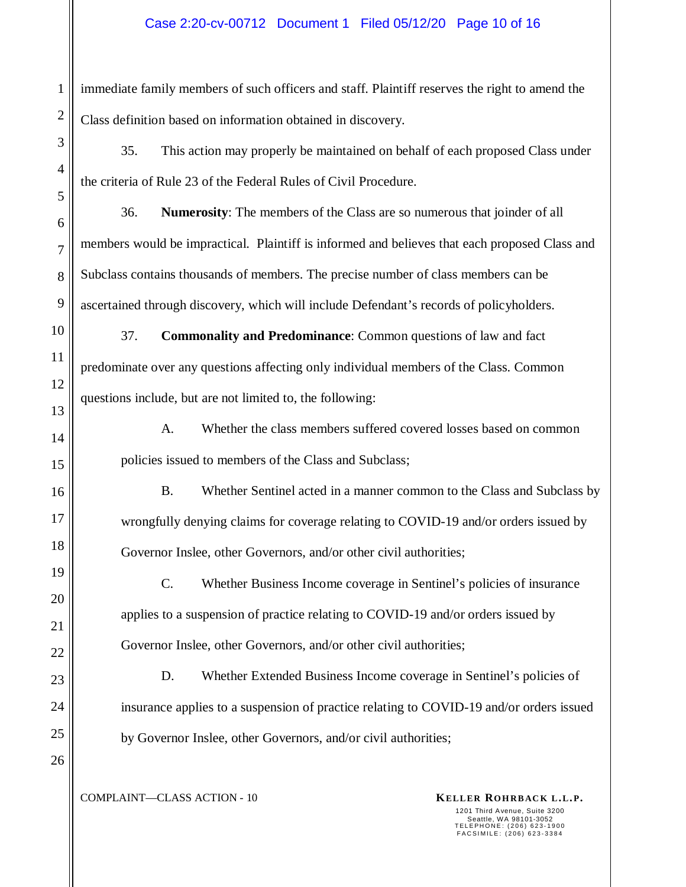immediate family members of such officers and staff. Plaintiff reserves the right to amend the Class definition based on information obtained in discovery.

35. This action may properly be maintained on behalf of each proposed Class under the criteria of Rule 23 of the Federal Rules of Civil Procedure.

36. **Numerosity**: The members of the Class are so numerous that joinder of all members would be impractical. Plaintiff is informed and believes that each proposed Class and Subclass contains thousands of members. The precise number of class members can be ascertained through discovery, which will include Defendant's records of policyholders.

37. **Commonality and Predominance**: Common questions of law and fact predominate over any questions affecting only individual members of the Class. Common questions include, but are not limited to, the following:

A. Whether the class members suffered covered losses based on common policies issued to members of the Class and Subclass;

B. Whether Sentinel acted in a manner common to the Class and Subclass by wrongfully denying claims for coverage relating to COVID-19 and/or orders issued by Governor Inslee, other Governors, and/or other civil authorities;

C. Whether Business Income coverage in Sentinel's policies of insurance applies to a suspension of practice relating to COVID-19 and/or orders issued by Governor Inslee, other Governors, and/or other civil authorities;

D. Whether Extended Business Income coverage in Sentinel's policies of insurance applies to a suspension of practice relating to COVID-19 and/or orders issued by Governor Inslee, other Governors, and/or civil authorities;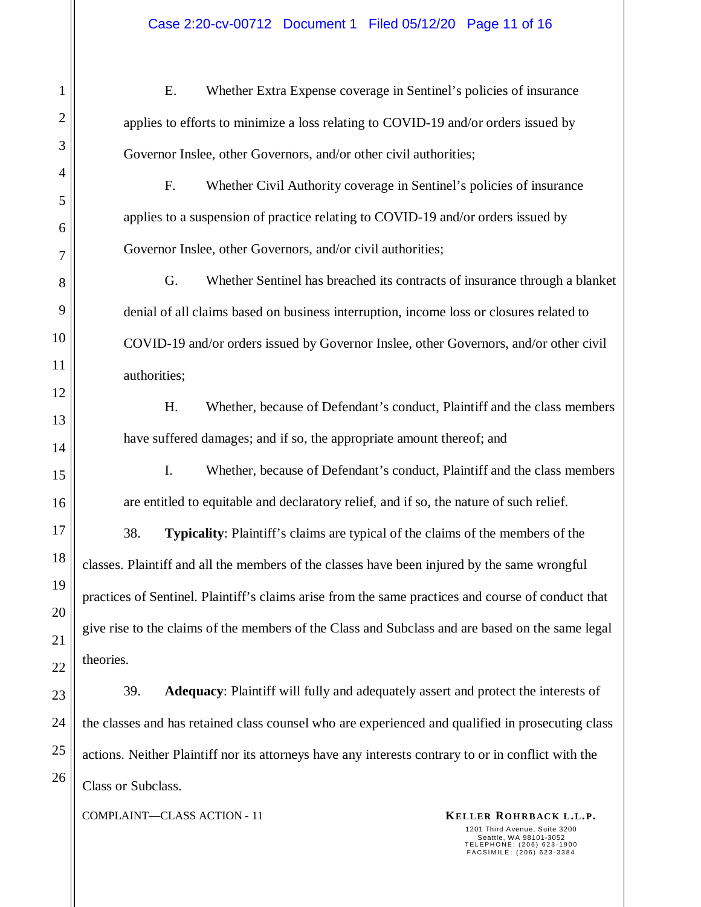E. Whether Extra Expense coverage in Sentinel's policies of insurance applies to efforts to minimize a loss relating to COVID-19 and/or orders issued by Governor Inslee, other Governors, and/or other civil authorities;

F. Whether Civil Authority coverage in Sentinel's policies of insurance applies to a suspension of practice relating to COVID-19 and/or orders issued by Governor Inslee, other Governors, and/or civil authorities;

G. Whether Sentinel has breached its contracts of insurance through a blanket denial of all claims based on business interruption, income loss or closures related to COVID-19 and/or orders issued by Governor Inslee, other Governors, and/or other civil authorities;

H. Whether, because of Defendant's conduct, Plaintiff and the class members have suffered damages; and if so, the appropriate amount thereof; and

I. Whether, because of Defendant's conduct, Plaintiff and the class members are entitled to equitable and declaratory relief, and if so, the nature of such relief.

38. **Typicality**: Plaintiff's claims are typical of the claims of the members of the classes. Plaintiff and all the members of the classes have been injured by the same wrongful practices of Sentinel. Plaintiff's claims arise from the same practices and course of conduct that give rise to the claims of the members of the Class and Subclass and are based on the same legal theories.

39. **Adequacy**: Plaintiff will fully and adequately assert and protect the interests of the classes and has retained class counsel who are experienced and qualified in prosecuting class actions. Neither Plaintiff nor its attorneys have any interests contrary to or in conflict with the Class or Subclass.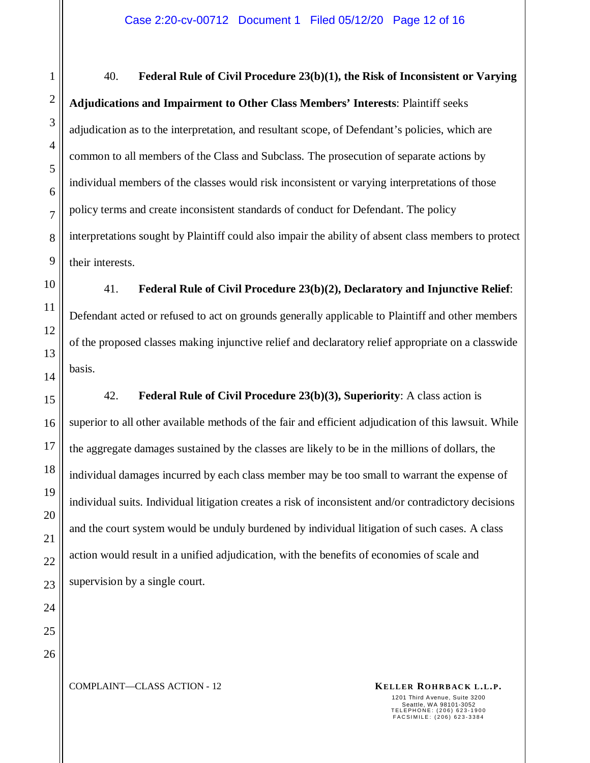40. **Federal Rule of Civil Procedure 23(b)(1), the Risk of Inconsistent or Varying Adjudications and Impairment to Other Class Members' Interests**: Plaintiff seeks adjudication as to the interpretation, and resultant scope, of Defendant's policies, which are common to all members of the Class and Subclass. The prosecution of separate actions by individual members of the classes would risk inconsistent or varying interpretations of those policy terms and create inconsistent standards of conduct for Defendant. The policy interpretations sought by Plaintiff could also impair the ability of absent class members to protect their interests.

41. **Federal Rule of Civil Procedure 23(b)(2), Declaratory and Injunctive Relief**: Defendant acted or refused to act on grounds generally applicable to Plaintiff and other members of the proposed classes making injunctive relief and declaratory relief appropriate on a classwide basis.

42. **Federal Rule of Civil Procedure 23(b)(3), Superiority**: A class action is superior to all other available methods of the fair and efficient adjudication of this lawsuit. While the aggregate damages sustained by the classes are likely to be in the millions of dollars, the individual damages incurred by each class member may be too small to warrant the expense of individual suits. Individual litigation creates a risk of inconsistent and/or contradictory decisions and the court system would be unduly burdened by individual litigation of such cases. A class action would result in a unified adjudication, with the benefits of economies of scale and supervision by a single court.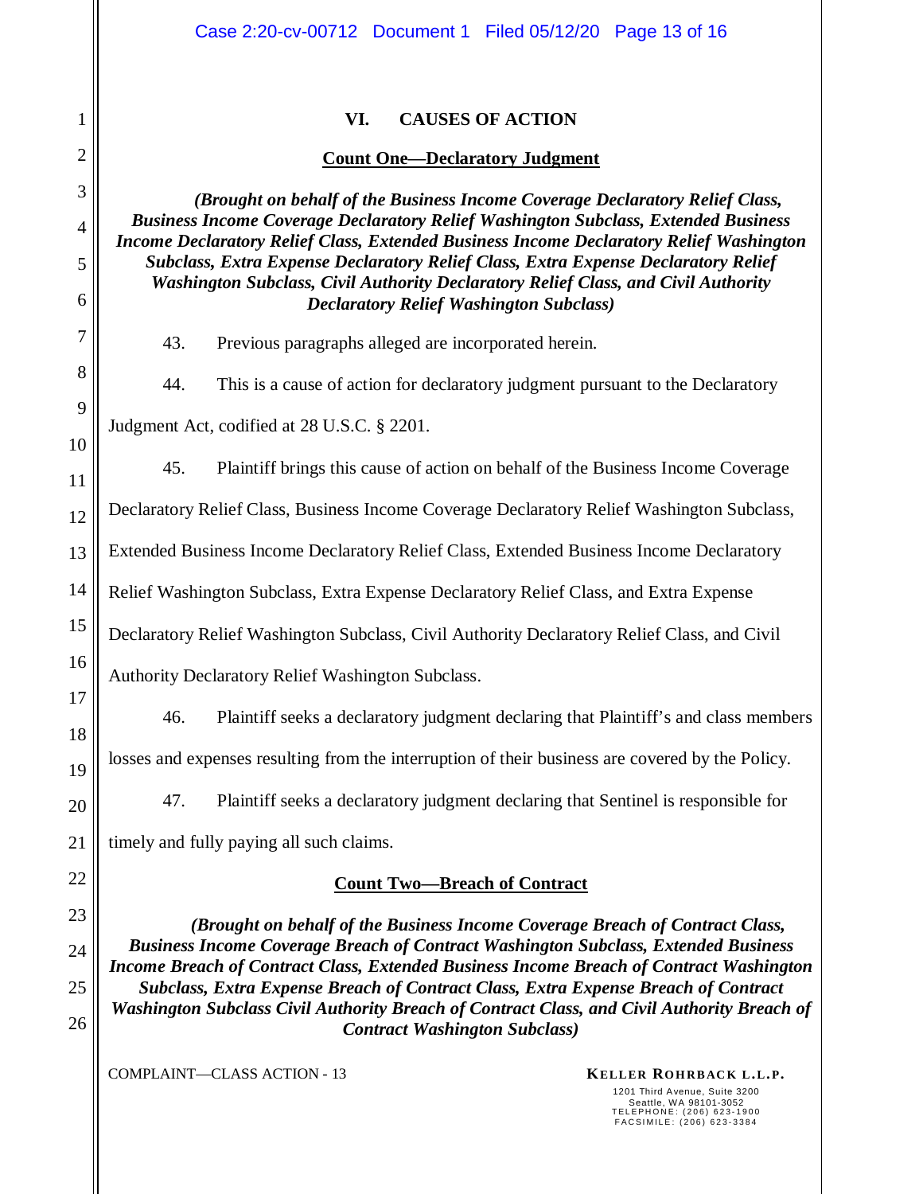## VI. CAUSES OF ACTION

### Count One—Declaratory Judgment

***(Brought on behalf of the Business Income Coverage Declaratory Relief Class, Business Income Coverage Declaratory Relief Washington Subclass, Extended Business Income Declaratory Relief Class, Extended Business Income Declaratory Relief Washington Subclass, Extra Expense Declaratory Relief Class, Extra Expense Declaratory Relief Washington Subclass, Civil Authority Declaratory Relief Class, and Civil Authority Declaratory Relief Washington Subclass)***

43. Previous paragraphs alleged are incorporated herein.

44. This is a cause of action for declaratory judgment pursuant to the Declaratory Judgment Act, codified at 28 U.S.C. § 2201.

45. Plaintiff brings this cause of action on behalf of the Business Income Coverage Declaratory Relief Class, Business Income Coverage Declaratory Relief Washington Subclass, Extended Business Income Declaratory Relief Class, Extended Business Income Declaratory Relief Washington Subclass, Extra Expense Declaratory Relief Class, and Extra Expense Declaratory Relief Washington Subclass, Civil Authority Declaratory Relief Class, and Civil Authority Declaratory Relief Washington Subclass.

46. Plaintiff seeks a declaratory judgment declaring that Plaintiff's and class members losses and expenses resulting from the interruption of their business are covered by the Policy.

47. Plaintiff seeks a declaratory judgment declaring that Sentinel is responsible for timely and fully paying all such claims.

### Count Two—Breach of Contract

***(Brought on behalf of the Business Income Coverage Breach of Contract Class, Business Income Coverage Breach of Contract Washington Subclass, Extended Business Income Breach of Contract Class, Extended Business Income Breach of Contract Washington Subclass, Extra Expense Breach of Contract Class, Extra Expense Breach of Contract Washington Subclass Civil Authority Breach of Contract Class, and Civil Authority Breach of Contract Washington Subclass)***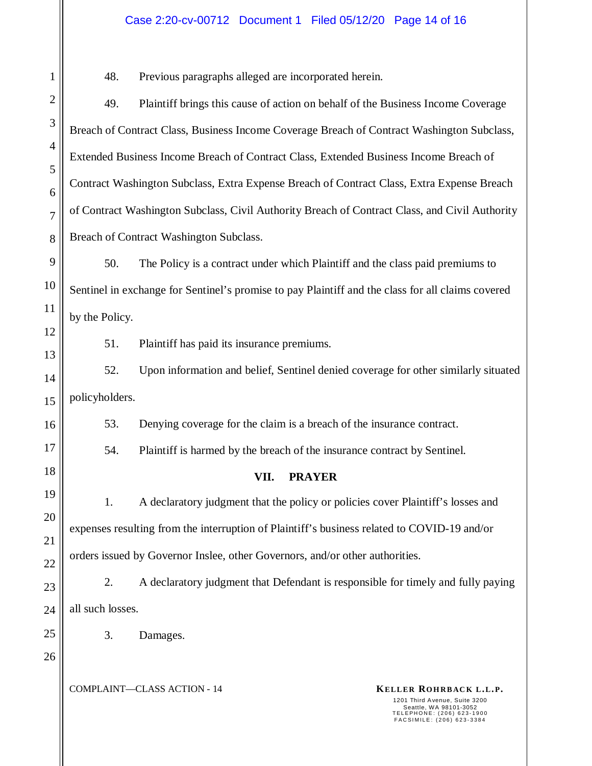48. Previous paragraphs alleged are incorporated herein.

49. Plaintiff brings this cause of action on behalf of the Business Income Coverage Breach of Contract Class, Business Income Coverage Breach of Contract Washington Subclass, Extended Business Income Breach of Contract Class, Extended Business Income Breach of Contract Washington Subclass, Extra Expense Breach of Contract Class, Extra Expense Breach of Contract Washington Subclass, Civil Authority Breach of Contract Class, and Civil Authority Breach of Contract Washington Subclass.

50. The Policy is a contract under which Plaintiff and the class paid premiums to Sentinel in exchange for Sentinel's promise to pay Plaintiff and the class for all claims covered by the Policy.

51. Plaintiff has paid its insurance premiums.

52. Upon information and belief, Sentinel denied coverage for other similarly situated policyholders.

53. Denying coverage for the claim is a breach of the insurance contract.

54. Plaintiff is harmed by the breach of the insurance contract by Sentinel.

## VII. PRAYER

1. A declaratory judgment that the policy or policies cover Plaintiff's losses and expenses resulting from the interruption of Plaintiff's business related to COVID-19 and/or orders issued by Governor Inslee, other Governors, and/or other authorities.

2. A declaratory judgment that Defendant is responsible for timely and fully paying all such losses.

3. Damages.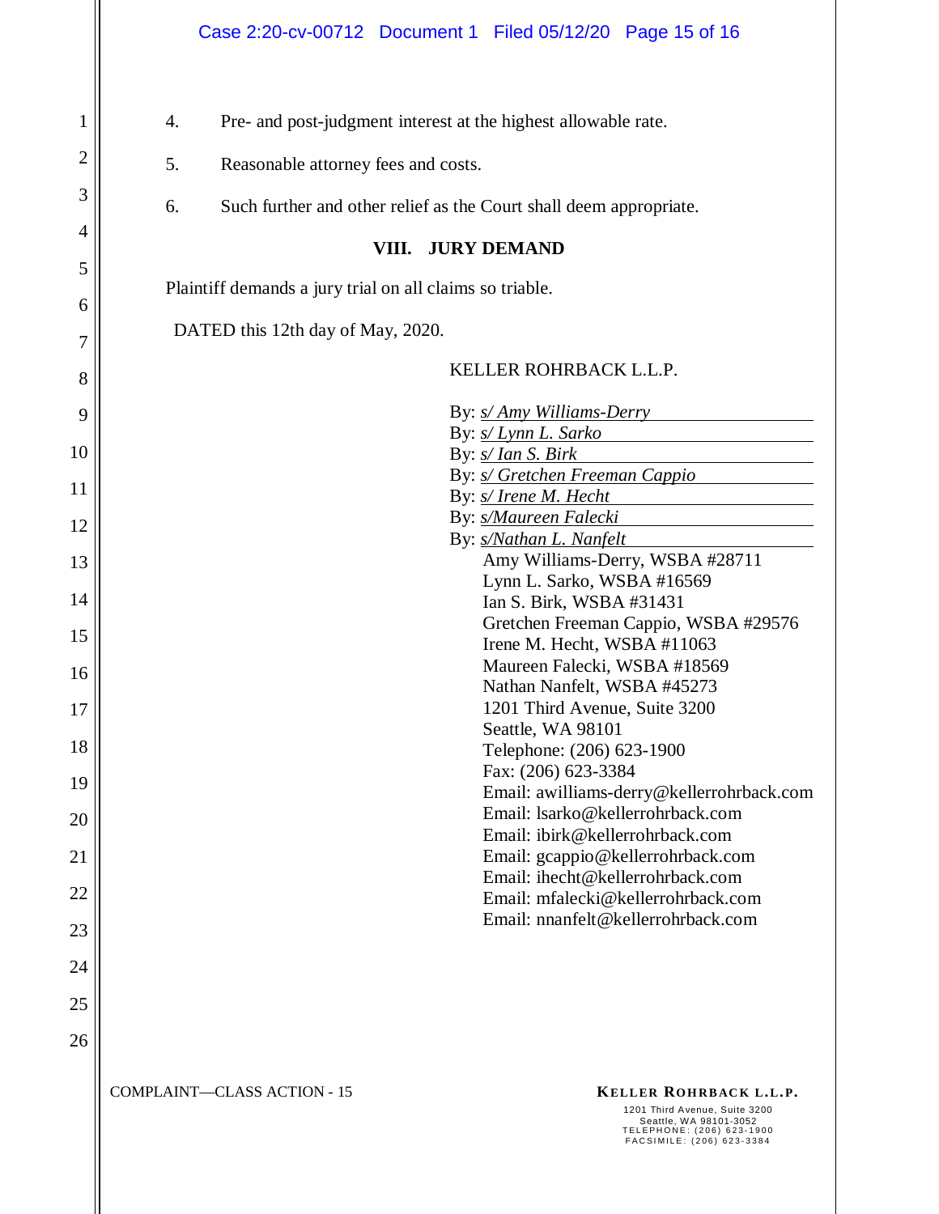4. Pre- and post-judgment interest at the highest allowable rate.

5. Reasonable attorney fees and costs.

6. Such further and other relief as the Court shall deem appropriate.

## VIII. JURY DEMAND

Plaintiff demands a jury trial on all claims so triable.

DATED this 12th day of May, 2020.

KELLER ROHRBACK L.L.P.

By: *s/ Amy Williams-Derry*
By: *s/ Lynn L. Sarko*
By: *s/ Ian S. Birk*
By: *s/ Gretchen Freeman Cappio*
By: *s/ Irene M. Hecht*
By: *s/Maureen Falecki*
By: *s/Nathan L. Nanfelt*

Amy Williams-Derry, WSBA #28711
Lynn L. Sarko, WSBA #16569
Ian S. Birk, WSBA #31431
Gretchen Freeman Cappio, WSBA #29576
Irene M. Hecht, WSBA #11063
Maureen Falecki, WSBA #18569
Nathan Nanfelt, WSBA #45273
1201 Third Avenue, Suite 3200
Seattle, WA 98101
Telephone: (206) 623-1900
Fax: (206) 623-3384
Email: awilliams-derry@kellerrohrback.com
Email: lsarko@kellerrohrback.com
Email: ibirk@kellerrohrback.com
Email: gcappio@kellerrohrback.com
Email: ihecht@kellerrohrback.com
Email: mfalecki@kellerrohrback.com
Email: nnanfelt@kellerrohrback.com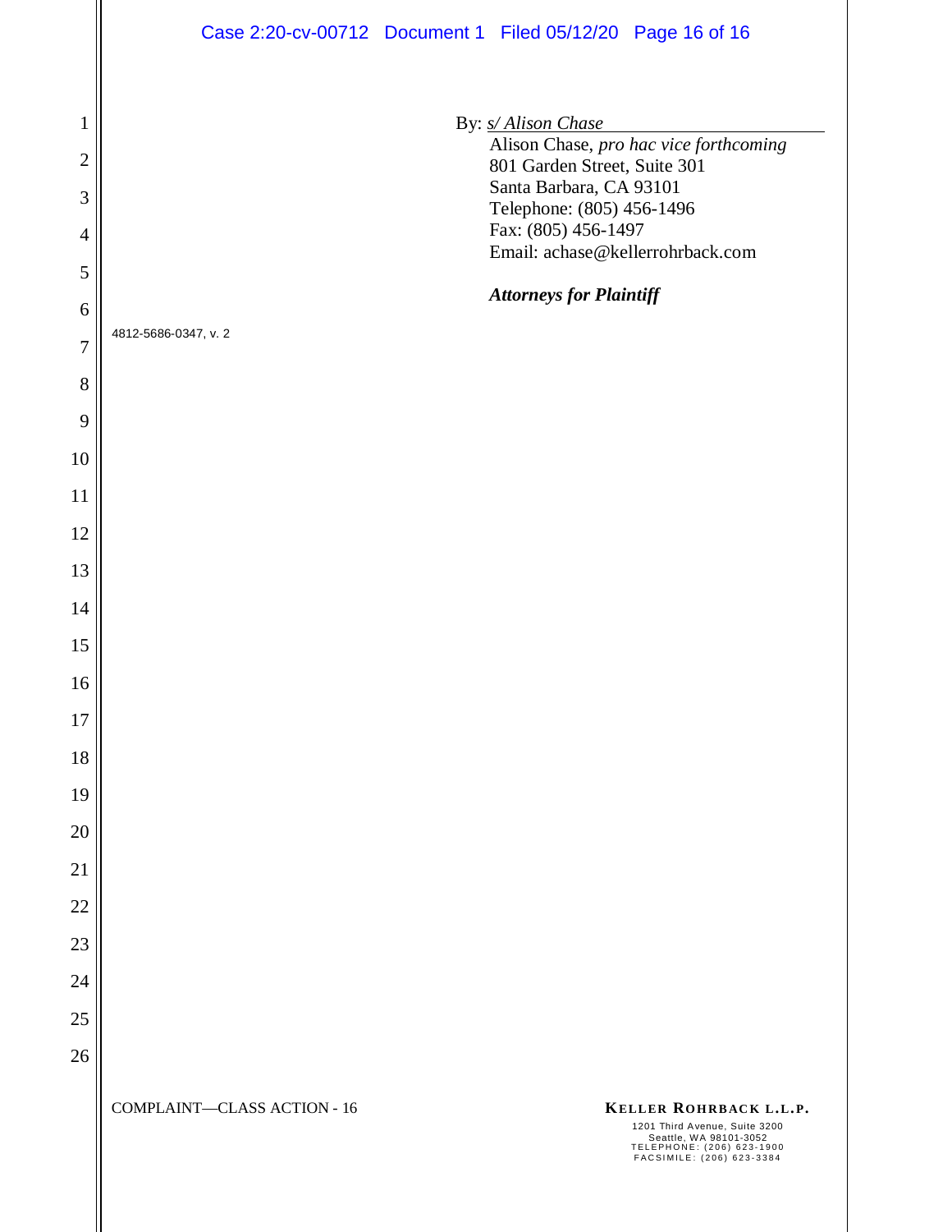By: *s/ Alison Chase*

Alison Chase, *pro hac vice forthcoming*
801 Garden Street, Suite 301
Santa Barbara, CA 93101
Telephone: (805) 456-1496
Fax: (805) 456-1497
Email: achase@kellerrohrback.com

***Attorneys for Plaintiff***

4812-5686-0347, v. 2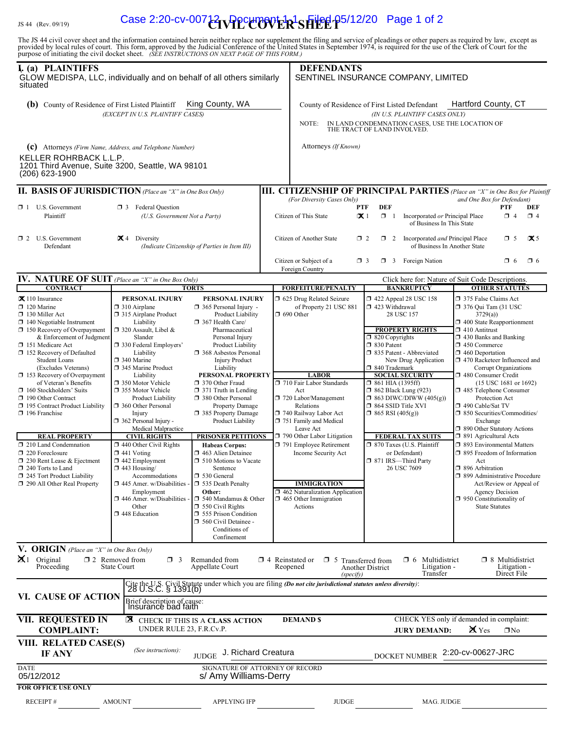JS 44 (Rev. 09/19)

# CIVIL COVER SHEET

The JS 44 civil cover sheet and the information contained herein neither replace nor supplement the filing and service of pleadings or other papers as required by law, except as provided by local rules of court. This form, approved by the Judicial Conference of the United States in September 1974, is required for the use of the Clerk of Court for the purpose of initiating the civil docket sheet. *(SEE INSTRUCTIONS ON NEXT PAGE OF THIS FORM.)*

## I. (a) PLAINTIFFS

GLOW MEDISPA, LLC, individually and on behalf of all others similarly situated

**(b)** County of Residence of First Listed Plaintiff: King County, WA
*(EXCEPT IN U.S. PLAINTIFF CASES)*

**(c)** Attorneys *(Firm Name, Address, and Telephone Number)*

KELLER ROHRBACK L.L.P.
1201 Third Avenue, Suite 3200, Seattle, WA 98101
(206) 623-1900

## DEFENDANTS

SENTINEL INSURANCE COMPANY, LIMITED

County of Residence of First Listed Defendant: Hartford County, CT
*(IN U.S. PLAINTIFF CASES ONLY)*

NOTE: IN LAND CONDEMNATION CASES, USE THE LOCATION OF THE TRACT OF LAND INVOLVED.

Attorneys *(If Known)*

## II. BASIS OF JURISDICTION *(Place an "X" in One Box Only)*

- ☐ 1 U.S. Government Plaintiff
- ☐ 3 Federal Question *(U.S. Government Not a Party)*
- ☐ 2 U.S. Government Defendant
- ☒ 4 Diversity *(Indicate Citizenship of Parties in Item III)*

## III. CITIZENSHIP OF PRINCIPAL PARTIES *(Place an "X" in One Box for Plaintiff and One Box for Defendant)* *(For Diversity Cases Only)*

| | PTF | DEF | | PTF | DEF |
|---|---|---|---|---|---|
| Citizen of This State | ☒ 1 | ☐ 1 | Incorporated *or* Principal Place of Business In This State | ☐ 4 | ☐ 4 |
| Citizen of Another State | ☐ 2 | ☐ 2 | Incorporated *and* Principal Place of Business In Another State | ☐ 5 | ☒ 5 |
| Citizen or Subject of a Foreign Country | ☐ 3 | ☐ 3 | Foreign Nation | ☐ 6 | ☐ 6 |

## IV. NATURE OF SUIT *(Place an "X" in One Box Only)*

Click here for: Nature of Suit Code Descriptions.

**CONTRACT**
- ☒ 110 Insurance
- ☐ 120 Marine
- ☐ 130 Miller Act
- ☐ 140 Negotiable Instrument
- ☐ 150 Recovery of Overpayment & Enforcement of Judgment
- ☐ 151 Medicare Act
- ☐ 152 Recovery of Defaulted Student Loans (Excludes Veterans)
- ☐ 153 Recovery of Overpayment of Veteran's Benefits
- ☐ 160 Stockholders' Suits
- ☐ 190 Other Contract
- ☐ 195 Contract Product Liability
- ☐ 196 Franchise

**REAL PROPERTY**
- ☐ 210 Land Condemnation
- ☐ 220 Foreclosure
- ☐ 230 Rent Lease & Ejectment
- ☐ 240 Torts to Land
- ☐ 245 Tort Product Liability
- ☐ 290 All Other Real Property

**TORTS**

PERSONAL INJURY
- ☐ 310 Airplane
- ☐ 315 Airplane Product Liability
- ☐ 320 Assault, Libel & Slander
- ☐ 330 Federal Employers' Liability
- ☐ 340 Marine
- ☐ 345 Marine Product Liability
- ☐ 350 Motor Vehicle
- ☐ 355 Motor Vehicle Product Liability
- ☐ 360 Other Personal Injury
- ☐ 362 Personal Injury - Medical Malpractice

PERSONAL INJURY
- ☐ 365 Personal Injury - Product Liability
- ☐ 367 Health Care/ Pharmaceutical Personal Injury Product Liability
- ☐ 368 Asbestos Personal Injury Product Liability

PERSONAL PROPERTY
- ☐ 370 Other Fraud
- ☐ 371 Truth in Lending
- ☐ 380 Other Personal Property Damage
- ☐ 385 Property Damage Product Liability

**CIVIL RIGHTS**
- ☐ 440 Other Civil Rights
- ☐ 441 Voting
- ☐ 442 Employment
- ☐ 443 Housing/ Accommodations
- ☐ 445 Amer. w/Disabilities - Employment
- ☐ 446 Amer. w/Disabilities - Other
- ☐ 448 Education

**PRISONER PETITIONS**

Habeas Corpus:
- ☐ 463 Alien Detainee
- ☐ 510 Motions to Vacate Sentence
- ☐ 530 General
- ☐ 535 Death Penalty

Other:
- ☐ 540 Mandamus & Other
- ☐ 550 Civil Rights
- ☐ 555 Prison Condition
- ☐ 560 Civil Detainee - Conditions of Confinement

**FORFEITURE/PENALTY**
- ☐ 625 Drug Related Seizure of Property 21 USC 881
- ☐ 690 Other

**LABOR**
- ☐ 710 Fair Labor Standards Act
- ☐ 720 Labor/Management Relations
- ☐ 740 Railway Labor Act
- ☐ 751 Family and Medical Leave Act
- ☐ 790 Other Labor Litigation
- ☐ 791 Employee Retirement Income Security Act

**IMMIGRATION**
- ☐ 462 Naturalization Application
- ☐ 465 Other Immigration Actions

**BANKRUPTCY**
- ☐ 422 Appeal 28 USC 158
- ☐ 423 Withdrawal 28 USC 157

**PROPERTY RIGHTS**
- ☐ 820 Copyrights
- ☐ 830 Patent
- ☐ 835 Patent - Abbreviated New Drug Application
- ☐ 840 Trademark

**SOCIAL SECURITY**
- ☐ 861 HIA (1395ff)
- ☐ 862 Black Lung (923)
- ☐ 863 DIWC/DIWW (405(g))
- ☐ 864 SSID Title XVI
- ☐ 865 RSI (405(g))

**FEDERAL TAX SUITS**
- ☐ 870 Taxes (U.S. Plaintiff or Defendant)
- ☐ 871 IRS—Third Party 26 USC 7609

**OTHER STATUTES**
- ☐ 375 False Claims Act
- ☐ 376 Qui Tam (31 USC 3729(a))
- ☐ 400 State Reapportionment
- ☐ 410 Antitrust
- ☐ 430 Banks and Banking
- ☐ 450 Commerce
- ☐ 460 Deportation
- ☐ 470 Racketeer Influenced and Corrupt Organizations
- ☐ 480 Consumer Credit (15 USC 1681 or 1692)
- ☐ 485 Telephone Consumer Protection Act
- ☐ 490 Cable/Sat TV
- ☐ 850 Securities/Commodities/ Exchange
- ☐ 890 Other Statutory Actions
- ☐ 891 Agricultural Acts
- ☐ 893 Environmental Matters
- ☐ 895 Freedom of Information Act
- ☐ 896 Arbitration
- ☐ 899 Administrative Procedure Act/Review or Appeal of Agency Decision
- ☐ 950 Constitutionality of State Statutes

## V. ORIGIN *(Place an "X" in One Box Only)*

- ☒ 1 Original Proceeding
- ☐ 2 Removed from State Court
- ☐ 3 Remanded from Appellate Court
- ☐ 4 Reinstated or Reopened
- ☐ 5 Transferred from Another District *(specify)*
- ☐ 6 Multidistrict Litigation - Transfer
- ☐ 8 Multidistrict Litigation - Direct File

## VI. CAUSE OF ACTION

Cite the U.S. Civil Statute under which you are filing *(Do not cite jurisdictional statutes unless diversity)*: 28 U.S.C. § 1391(b)

Brief description of cause: Insurance bad faith

## VII. REQUESTED IN COMPLAINT:

☒ CHECK IF THIS IS A **CLASS ACTION** UNDER RULE 23, F.R.Cv.P.

**DEMAND $**

CHECK YES only if demanded in complaint: **JURY DEMAND:** ☒ Yes ☐ No

## VIII. RELATED CASE(S) IF ANY

*(See instructions):* JUDGE J. Richard Creatura DOCKET NUMBER 2:20-cv-00627-JRC

DATE: 05/12/2012

SIGNATURE OF ATTORNEY OF RECORD: s/ Amy Williams-Derry

**FOR OFFICE USE ONLY**

RECEIPT # ______ AMOUNT ______ APPLYING IFP ______ JUDGE ______ MAG. JUDGE ______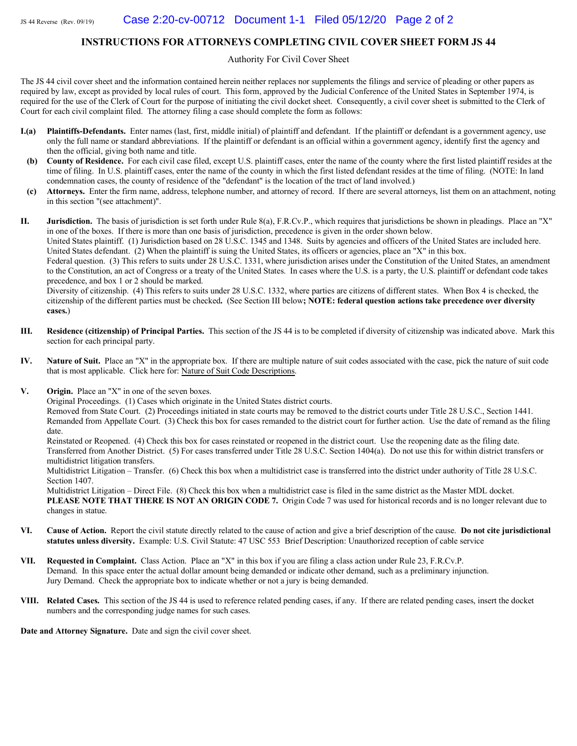# INSTRUCTIONS FOR ATTORNEYS COMPLETING CIVIL COVER SHEET FORM JS 44

Authority For Civil Cover Sheet

The JS 44 civil cover sheet and the information contained herein neither replaces nor supplements the filings and service of pleading or other papers as required by law, except as provided by local rules of court. This form, approved by the Judicial Conference of the United States in September 1974, is required for the use of the Clerk of Court for the purpose of initiating the civil docket sheet. Consequently, a civil cover sheet is submitted to the Clerk of Court for each civil complaint filed. The attorney filing a case should complete the form as follows:

**I.(a) Plaintiffs-Defendants.** Enter names (last, first, middle initial) of plaintiff and defendant. If the plaintiff or defendant is a government agency, use only the full name or standard abbreviations. If the plaintiff or defendant is an official within a government agency, identify first the agency and then the official, giving both name and title.

**(b) County of Residence.** For each civil case filed, except U.S. plaintiff cases, enter the name of the county where the first listed plaintiff resides at the time of filing. In U.S. plaintiff cases, enter the name of the county in which the first listed defendant resides at the time of filing. (NOTE: In land condemnation cases, the county of residence of the "defendant" is the location of the tract of land involved.)

**(c) Attorneys.** Enter the firm name, address, telephone number, and attorney of record. If there are several attorneys, list them on an attachment, noting in this section "(see attachment)".

**II. Jurisdiction.** The basis of jurisdiction is set forth under Rule 8(a), F.R.Cv.P., which requires that jurisdictions be shown in pleadings. Place an "X" in one of the boxes. If there is more than one basis of jurisdiction, precedence is given in the order shown below.
United States plaintiff. (1) Jurisdiction based on 28 U.S.C. 1345 and 1348. Suits by agencies and officers of the United States are included here.
United States defendant. (2) When the plaintiff is suing the United States, its officers or agencies, place an "X" in this box.
Federal question. (3) This refers to suits under 28 U.S.C. 1331, where jurisdiction arises under the Constitution of the United States, an amendment to the Constitution, an act of Congress or a treaty of the United States. In cases where the U.S. is a party, the U.S. plaintiff or defendant code takes precedence, and box 1 or 2 should be marked.
Diversity of citizenship. (4) This refers to suits under 28 U.S.C. 1332, where parties are citizens of different states. When Box 4 is checked, the citizenship of the different parties must be checked**.** (See Section III below**; NOTE: federal question actions take precedence over diversity cases.**)

**III. Residence (citizenship) of Principal Parties.** This section of the JS 44 is to be completed if diversity of citizenship was indicated above. Mark this section for each principal party.

**IV. Nature of Suit.** Place an "X" in the appropriate box. If there are multiple nature of suit codes associated with the case, pick the nature of suit code that is most applicable. Click here for: Nature of Suit Code Descriptions.

**V. Origin.** Place an "X" in one of the seven boxes.
Original Proceedings. (1) Cases which originate in the United States district courts.
Removed from State Court. (2) Proceedings initiated in state courts may be removed to the district courts under Title 28 U.S.C., Section 1441.
Remanded from Appellate Court. (3) Check this box for cases remanded to the district court for further action. Use the date of remand as the filing date.
Reinstated or Reopened. (4) Check this box for cases reinstated or reopened in the district court. Use the reopening date as the filing date.
Transferred from Another District. (5) For cases transferred under Title 28 U.S.C. Section 1404(a). Do not use this for within district transfers or multidistrict litigation transfers.
Multidistrict Litigation – Transfer. (6) Check this box when a multidistrict case is transferred into the district under authority of Title 28 U.S.C. Section 1407.
Multidistrict Litigation – Direct File. (8) Check this box when a multidistrict case is filed in the same district as the Master MDL docket.
**PLEASE NOTE THAT THERE IS NOT AN ORIGIN CODE 7.** Origin Code 7 was used for historical records and is no longer relevant due to changes in statue.

**VI. Cause of Action.** Report the civil statute directly related to the cause of action and give a brief description of the cause. **Do not cite jurisdictional statutes unless diversity.** Example: U.S. Civil Statute: 47 USC 553 Brief Description: Unauthorized reception of cable service

**VII. Requested in Complaint.** Class Action. Place an "X" in this box if you are filing a class action under Rule 23, F.R.Cv.P.
Demand. In this space enter the actual dollar amount being demanded or indicate other demand, such as a preliminary injunction.
Jury Demand. Check the appropriate box to indicate whether or not a jury is being demanded.

**VIII. Related Cases.** This section of the JS 44 is used to reference related pending cases, if any. If there are related pending cases, insert the docket numbers and the corresponding judge names for such cases.

**Date and Attorney Signature.** Date and sign the civil cover sheet.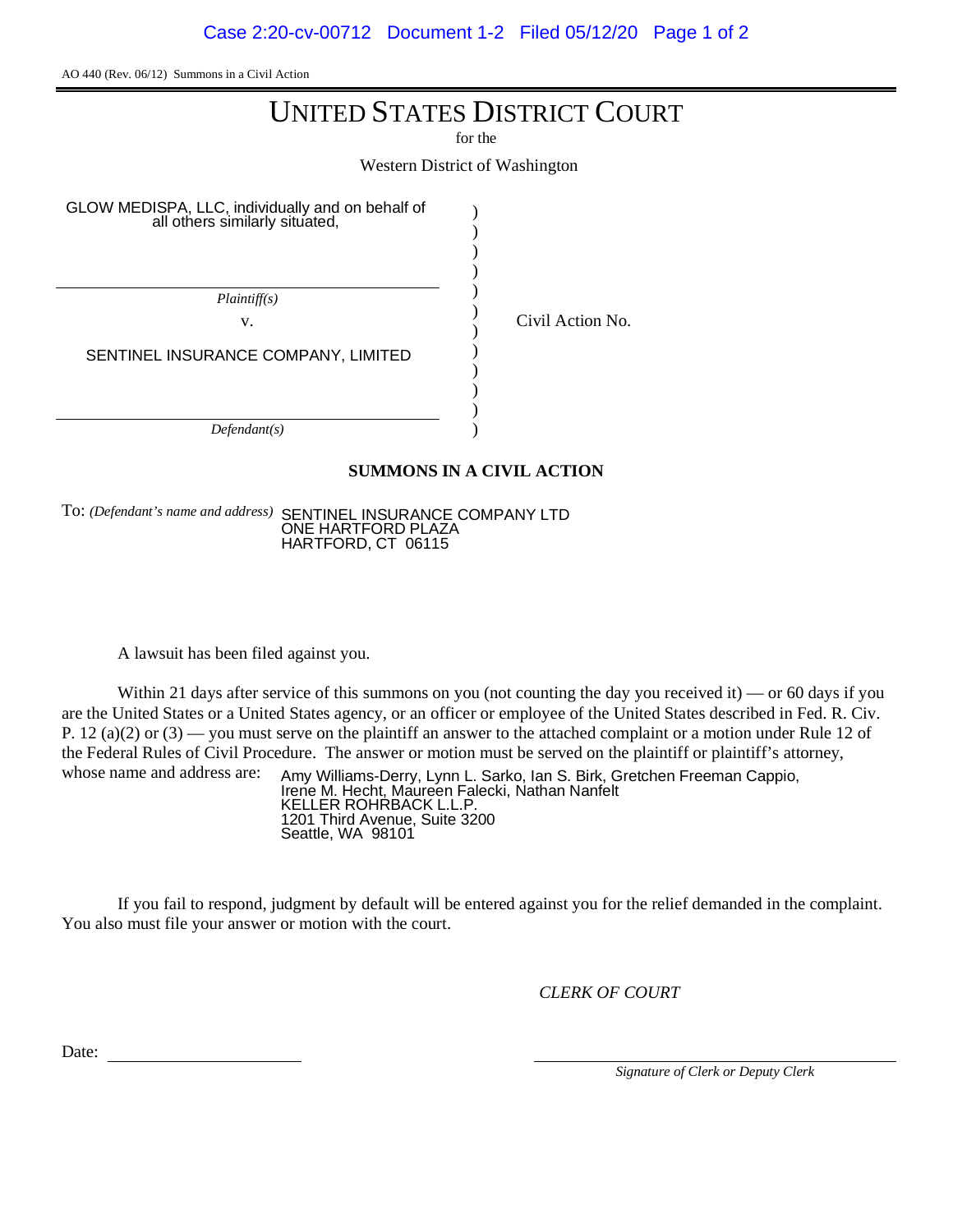AO 440 (Rev. 06/12) Summons in a Civil Action

# UNITED STATES DISTRICT COURT

for the

Western District of Washington

| | | |
|---|---|---|
| GLOW MEDISPA, LLC, individually and on behalf of all others similarly situated, | ) | |
| *Plaintiff(s)* | ) | |
| v. | ) | Civil Action No. |
| SENTINEL INSURANCE COMPANY, LIMITED | ) | |
| *Defendant(s)* | ) | |

**SUMMONS IN A CIVIL ACTION**

To: *(Defendant's name and address)* SENTINEL INSURANCE COMPANY LTD
ONE HARTFORD PLAZA
HARTFORD, CT 06115

A lawsuit has been filed against you.

Within 21 days after service of this summons on you (not counting the day you received it) — or 60 days if you are the United States or a United States agency, or an officer or employee of the United States described in Fed. R. Civ. P. 12 (a)(2) or (3) — you must serve on the plaintiff an answer to the attached complaint or a motion under Rule 12 of the Federal Rules of Civil Procedure. The answer or motion must be served on the plaintiff or plaintiff's attorney, whose name and address are:

Amy Williams-Derry, Lynn L. Sarko, Ian S. Birk, Gretchen Freeman Cappio,
Irene M. Hecht, Maureen Falecki, Nathan Nanfelt
KELLER ROHRBACK L.L.P.
1201 Third Avenue, Suite 3200
Seattle, WA 98101

If you fail to respond, judgment by default will be entered against you for the relief demanded in the complaint. You also must file your answer or motion with the court.

*CLERK OF COURT*

Date: ____________________

____________________
*Signature of Clerk or Deputy Clerk*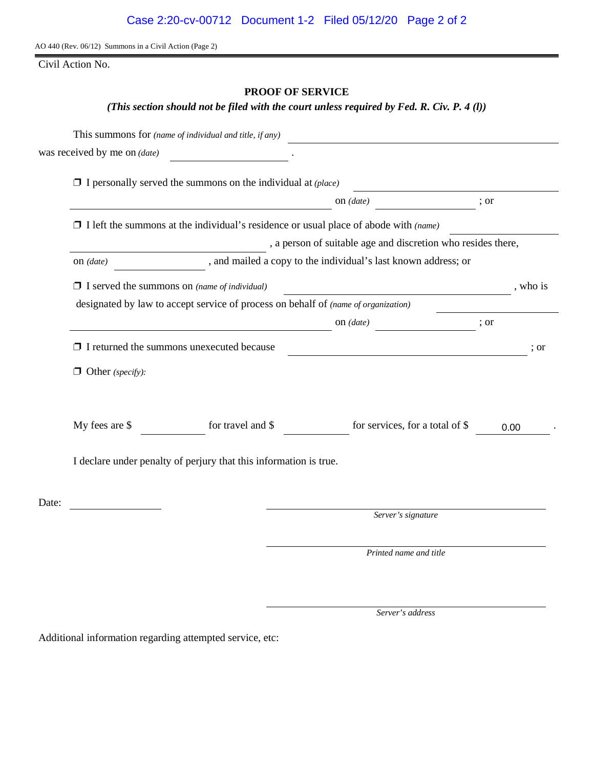AO 440 (Rev. 06/12) Summons in a Civil Action (Page 2)

Civil Action No.

## PROOF OF SERVICE

***(This section should not be filed with the court unless required by Fed. R. Civ. P. 4 (l))***

This summons for *(name of individual and title, if any)* ______________________________

was received by me on *(date)* ______________ .

❒ I personally served the summons on the individual at *(place)* ______________________________

______________________________ on *(date)* ______________ ; or

❒ I left the summons at the individual's residence or usual place of abode with *(name)* ______________

______________________________ , a person of suitable age and discretion who resides there,

on *(date)* ______________ , and mailed a copy to the individual's last known address; or

❒ I served the summons on *(name of individual)* ______________________________ , who is

designated by law to accept service of process on behalf of *(name of organization)* ______________

______________________________ on *(date)* ______________ ; or

❒ I returned the summons unexecuted because ______________________________ ; or

❒ Other *(specify)*:

My fees are $ ________ for travel and $ ________ for services, for a total of $ 0.00 .

I declare under penalty of perjury that this information is true.

Date: ______________

______________________________
*Server's signature*

______________________________
*Printed name and title*

______________________________
*Server's address*

Additional information regarding attempted service, etc: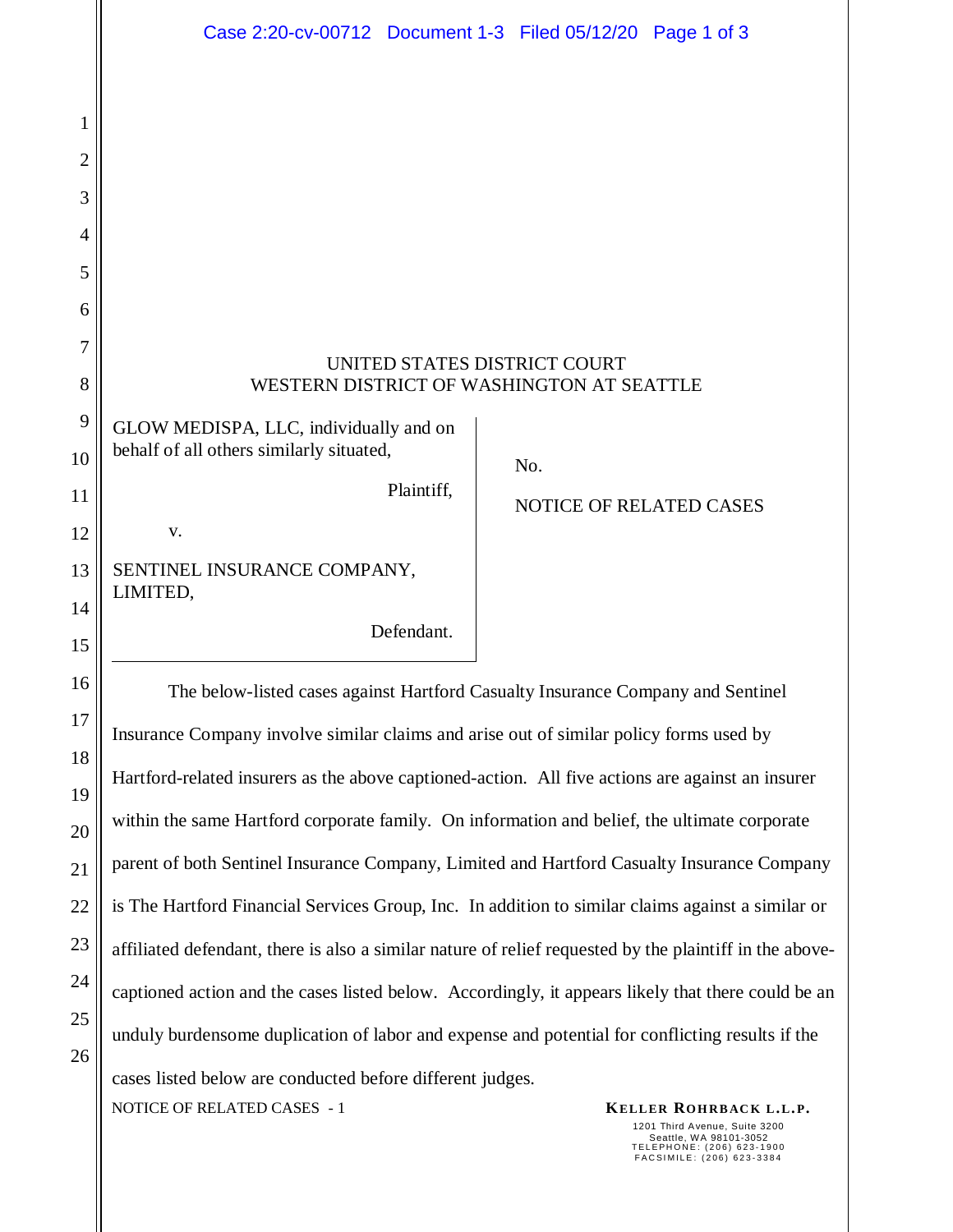UNITED STATES DISTRICT COURT
WESTERN DISTRICT OF WASHINGTON AT SEATTLE

GLOW MEDISPA, LLC, individually and on behalf of all others similarly situated,

Plaintiff,

v.

SENTINEL INSURANCE COMPANY, LIMITED,

Defendant.

No.

NOTICE OF RELATED CASES

The below-listed cases against Hartford Casualty Insurance Company and Sentinel Insurance Company involve similar claims and arise out of similar policy forms used by Hartford-related insurers as the above captioned-action. All five actions are against an insurer within the same Hartford corporate family. On information and belief, the ultimate corporate parent of both Sentinel Insurance Company, Limited and Hartford Casualty Insurance Company is The Hartford Financial Services Group, Inc. In addition to similar claims against a similar or affiliated defendant, there is also a similar nature of relief requested by the plaintiff in the above-captioned action and the cases listed below. Accordingly, it appears likely that there could be an unduly burdensome duplication of labor and expense and potential for conflicting results if the cases listed below are conducted before different judges.

NOTICE OF RELATED CASES - 1

**KELLER ROHRBACK L.L.P.**
1201 Third Avenue, Suite 3200
Seattle, WA 98101-3052
TELEPHONE: (206) 623-1900
FACSIMILE: (206) 623-3384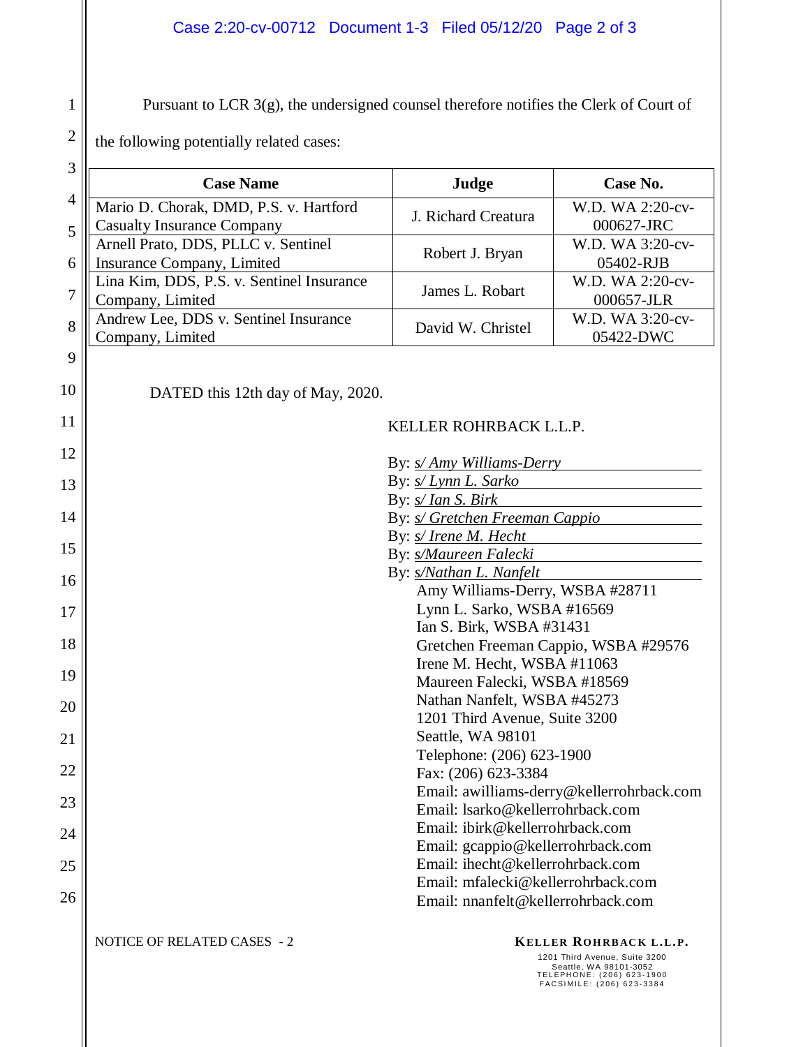Pursuant to LCR 3(g), the undersigned counsel therefore notifies the Clerk of Court of the following potentially related cases:

| Case Name | Judge | Case No. |
|---|---|---|
| Mario D. Chorak, DMD, P.S. v. Hartford Casualty Insurance Company | J. Richard Creatura | W.D. WA 2:20-cv-000627-JRC |
| Arnell Prato, DDS, PLLC v. Sentinel Insurance Company, Limited | Robert J. Bryan | W.D. WA 3:20-cv-05402-RJB |
| Lina Kim, DDS, P.S. v. Sentinel Insurance Company, Limited | James L. Robart | W.D. WA 2:20-cv-000657-JLR |
| Andrew Lee, DDS v. Sentinel Insurance Company, Limited | David W. Christel | W.D. WA 3:20-cv-05422-DWC |

DATED this 12th day of May, 2020.

KELLER ROHRBACK L.L.P.

By: *s/ Amy Williams-Derry*
By: *s/ Lynn L. Sarko*
By: *s/ Ian S. Birk*
By: *s/ Gretchen Freeman Cappio*
By: *s/ Irene M. Hecht*
By: *s/Maureen Falecki*
By: *s/Nathan L. Nanfelt*

Amy Williams-Derry, WSBA #28711
Lynn L. Sarko, WSBA #16569
Ian S. Birk, WSBA #31431
Gretchen Freeman Cappio, WSBA #29576
Irene M. Hecht, WSBA #11063
Maureen Falecki, WSBA #18569
Nathan Nanfelt, WSBA #45273
1201 Third Avenue, Suite 3200
Seattle, WA 98101
Telephone: (206) 623-1900
Fax: (206) 623-3384
Email: awilliams-derry@kellerrohrback.com
Email: lsarko@kellerrohrback.com
Email: ibirk@kellerrohrback.com
Email: gcappio@kellerrohrback.com
Email: ihecht@kellerrohrback.com
Email: mfalecki@kellerrohrback.com
Email: nnanfelt@kellerrohrback.com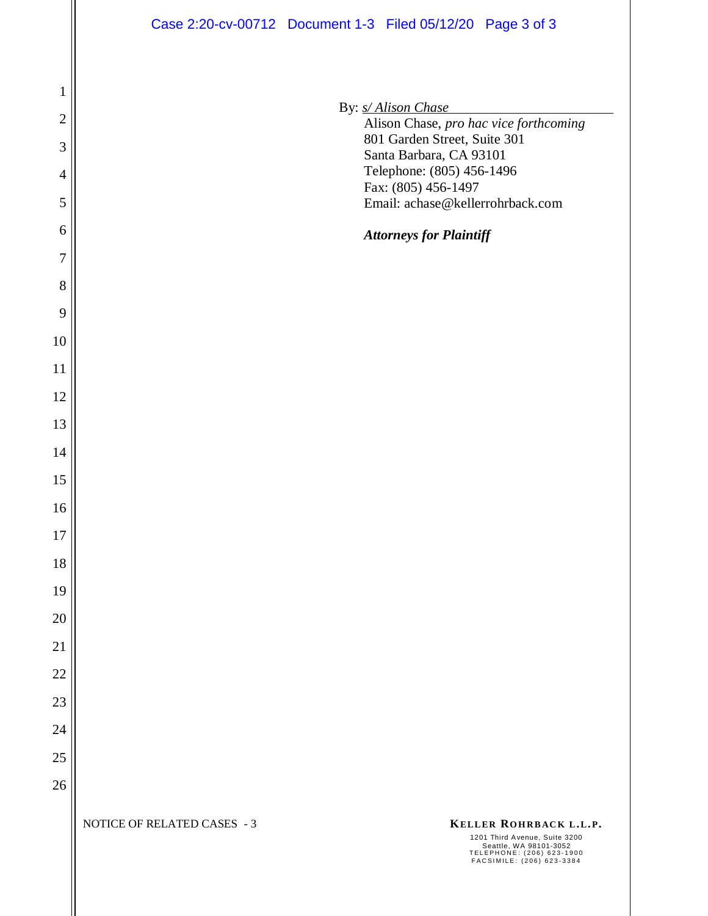By: *s/ Alison Chase*

Alison Chase, *pro hac vice forthcoming*
801 Garden Street, Suite 301
Santa Barbara, CA 93101
Telephone: (805) 456-1496
Fax: (805) 456-1497
Email: achase@kellerrohrback.com

***Attorneys for Plaintiff***